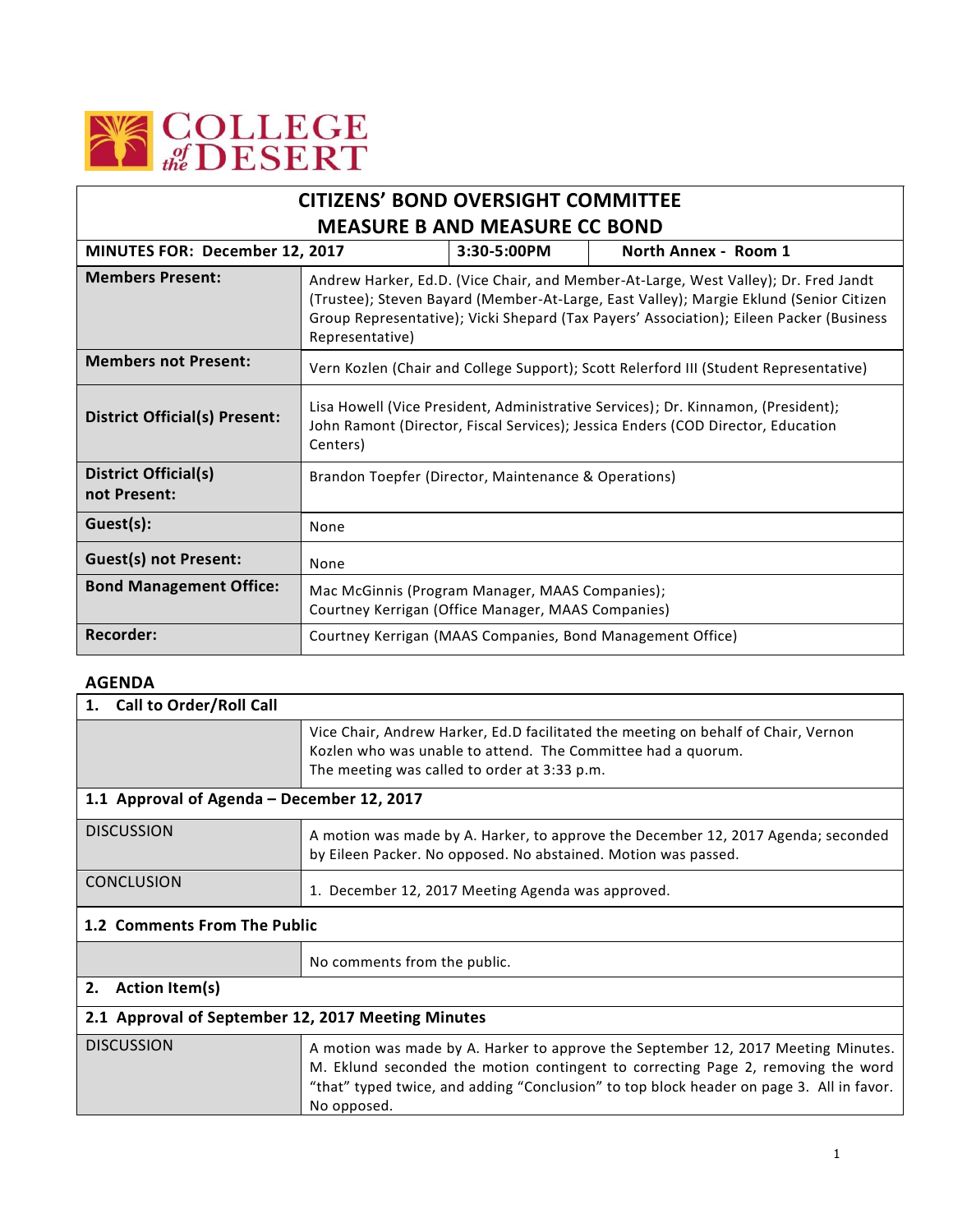COLLEGE of the DESERT

| CITIZENS' BOND OVERSIGHT COMMITTEE<br>MEASURE B AND MEASURE CC BOND | | | |
|---|---|---|---|
| **MINUTES FOR: December 12, 2017** | | **3:30-5:00PM** | **North Annex - Room 1** |
| **Members Present:** | Andrew Harker, Ed.D. (Vice Chair, and Member-At-Large, West Valley); Dr. Fred Jandt (Trustee); Steven Bayard (Member-At-Large, East Valley); Margie Eklund (Senior Citizen Group Representative); Vicki Shepard (Tax Payers' Association); Eileen Packer (Business Representative) | | |
| **Members not Present:** | Vern Kozlen (Chair and College Support); Scott Relerford III (Student Representative) | | |
| **District Official(s) Present:** | Lisa Howell (Vice President, Administrative Services); Dr. Kinnamon, (President); John Ramont (Director, Fiscal Services); Jessica Enders (COD Director, Education Centers) | | |
| **District Official(s) not Present:** | Brandon Toepfer (Director, Maintenance & Operations) | | |
| **Guest(s):** | None | | |
| **Guest(s) not Present:** | None | | |
| **Bond Management Office:** | Mac McGinnis (Program Manager, MAAS Companies);<br>Courtney Kerrigan (Office Manager, MAAS Companies) | | |
| **Recorder:** | Courtney Kerrigan (MAAS Companies, Bond Management Office) | | |

## AGENDA

| **1. Call to Order/Roll Call** | |
|---|---|
| | Vice Chair, Andrew Harker, Ed.D facilitated the meeting on behalf of Chair, Vernon Kozlen who was unable to attend. The Committee had a quorum.<br>The meeting was called to order at 3:33 p.m. |
| **1.1 Approval of Agenda – December 12, 2017** | |
| DISCUSSION | A motion was made by A. Harker, to approve the December 12, 2017 Agenda; seconded by Eileen Packer. No opposed. No abstained. Motion was passed. |
| CONCLUSION | 1. December 12, 2017 Meeting Agenda was approved. |
| **1.2 Comments From The Public** | |
| | No comments from the public. |
| **2. Action Item(s)** | |
| **2.1 Approval of September 12, 2017 Meeting Minutes** | |
| DISCUSSION | A motion was made by A. Harker to approve the September 12, 2017 Meeting Minutes. M. Eklund seconded the motion contingent to correcting Page 2, removing the word "that" typed twice, and adding "Conclusion" to top block header on page 3. All in favor. No opposed. |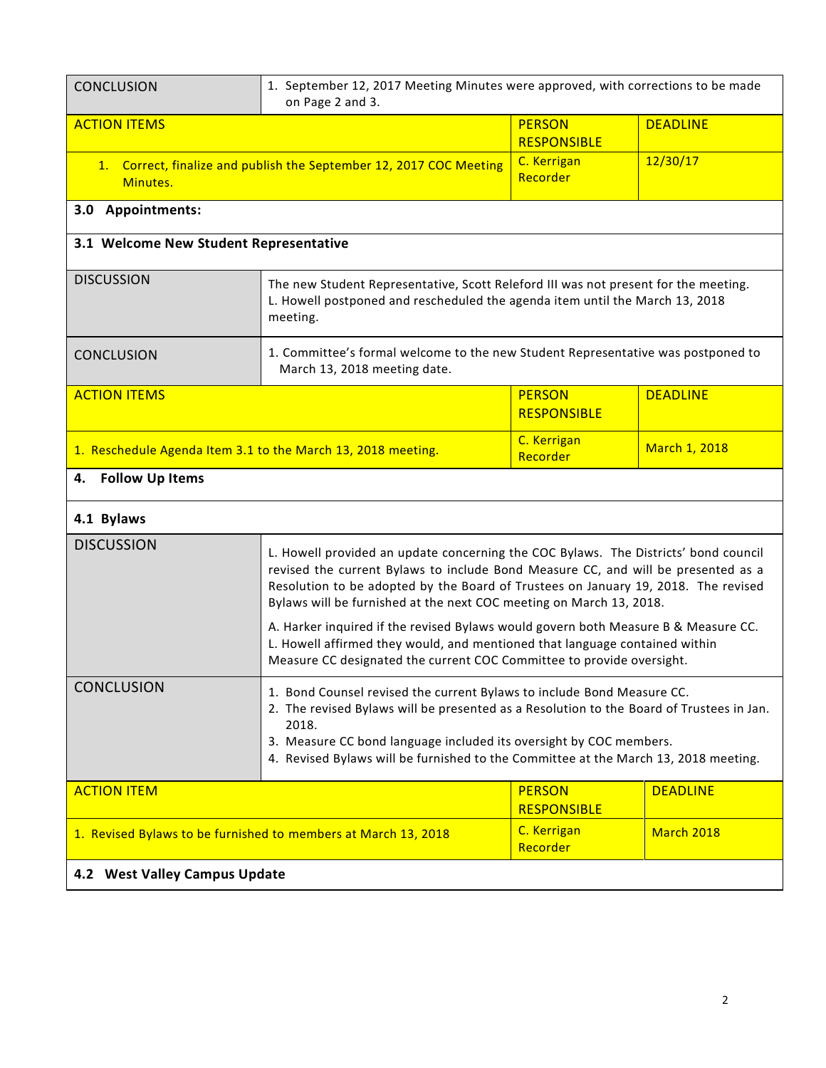| CONCLUSION | 1. September 12, 2017 Meeting Minutes were approved, with corrections to be made on Page 2 and 3. | |
|---|---|---|
| **ACTION ITEMS** | **PERSON RESPONSIBLE** | **DEADLINE** |
| 1. Correct, finalize and publish the September 12, 2017 COC Meeting Minutes. | C. Kerrigan Recorder | 12/30/17 |

## 3.0 Appointments:

### 3.1 Welcome New Student Representative

| DISCUSSION | The new Student Representative, Scott Releford III was not present for the meeting. L. Howell postponed and rescheduled the agenda item until the March 13, 2018 meeting. | |
|---|---|---|
| CONCLUSION | 1. Committee's formal welcome to the new Student Representative was postponed to March 13, 2018 meeting date. | |
| **ACTION ITEMS** | **PERSON RESPONSIBLE** | **DEADLINE** |
| 1. Reschedule Agenda Item 3.1 to the March 13, 2018 meeting. | C. Kerrigan Recorder | March 1, 2018 |

## 4. Follow Up Items

### 4.1 Bylaws

| DISCUSSION | L. Howell provided an update concerning the COC Bylaws. The Districts' bond council revised the current Bylaws to include Bond Measure CC, and will be presented as a Resolution to be adopted by the Board of Trustees on January 19, 2018. The revised Bylaws will be furnished at the next COC meeting on March 13, 2018.<br><br>A. Harker inquired if the revised Bylaws would govern both Measure B & Measure CC. L. Howell affirmed they would, and mentioned that language contained within Measure CC designated the current COC Committee to provide oversight. | |
|---|---|---|
| CONCLUSION | 1. Bond Counsel revised the current Bylaws to include Bond Measure CC.<br>2. The revised Bylaws will be presented as a Resolution to the Board of Trustees in Jan. 2018.<br>3. Measure CC bond language included its oversight by COC members.<br>4. Revised Bylaws will be furnished to the Committee at the March 13, 2018 meeting. | |
| **ACTION ITEM** | **PERSON RESPONSIBLE** | **DEADLINE** |
| 1. Revised Bylaws to be furnished to members at March 13, 2018 | C. Kerrigan Recorder | March 2018 |

### 4.2 West Valley Campus Update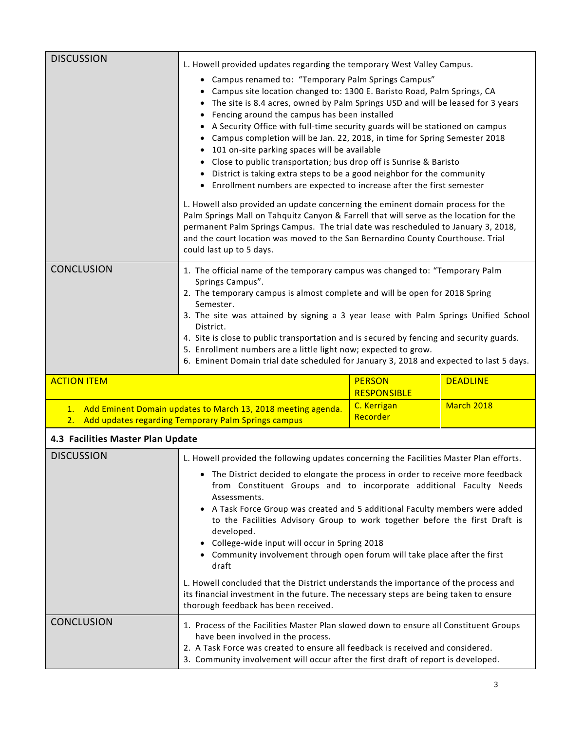| | |
|---|---|
| DISCUSSION | L. Howell provided updates regarding the temporary West Valley Campus.<br><br>• Campus renamed to: "Temporary Palm Springs Campus"<br>• Campus site location changed to: 1300 E. Baristo Road, Palm Springs, CA<br>• The site is 8.4 acres, owned by Palm Springs USD and will be leased for 3 years<br>• Fencing around the campus has been installed<br>• A Security Office with full-time security guards will be stationed on campus<br>• Campus completion will be Jan. 22, 2018, in time for Spring Semester 2018<br>• 101 on-site parking spaces will be available<br>• Close to public transportation; bus drop off is Sunrise & Baristo<br>• District is taking extra steps to be a good neighbor for the community<br>• Enrollment numbers are expected to increase after the first semester<br><br>L. Howell also provided an update concerning the eminent domain process for the Palm Springs Mall on Tahquitz Canyon & Farrell that will serve as the location for the permanent Palm Springs Campus. The trial date was rescheduled to January 3, 2018, and the court location was moved to the San Bernardino County Courthouse. Trial could last up to 5 days. |
| CONCLUSION | 1. The official name of the temporary campus was changed to: "Temporary Palm Springs Campus".<br>2. The temporary campus is almost complete and will be open for 2018 Spring Semester.<br>3. The site was attained by signing a 3 year lease with Palm Springs Unified School District.<br>4. Site is close to public transportation and is secured by fencing and security guards.<br>5. Enrollment numbers are a little light now; expected to grow.<br>6. Eminent Domain trial date scheduled for January 3, 2018 and expected to last 5 days. |

| ACTION ITEM | PERSON RESPONSIBLE | DEADLINE |
|---|---|---|
| 1. Add Eminent Domain updates to March 13, 2018 meeting agenda.<br>2. Add updates regarding Temporary Palm Springs campus | C. Kerrigan<br>Recorder | March 2018 |

### 4.3 Facilities Master Plan Update

| | |
|---|---|
| DISCUSSION | L. Howell provided the following updates concerning the Facilities Master Plan efforts.<br><br>• The District decided to elongate the process in order to receive more feedback from Constituent Groups and to incorporate additional Faculty Needs Assessments.<br>• A Task Force Group was created and 5 additional Faculty members were added to the Facilities Advisory Group to work together before the first Draft is developed.<br>• College-wide input will occur in Spring 2018<br>• Community involvement through open forum will take place after the first draft<br><br>L. Howell concluded that the District understands the importance of the process and its financial investment in the future. The necessary steps are being taken to ensure thorough feedback has been received. |
| CONCLUSION | 1. Process of the Facilities Master Plan slowed down to ensure all Constituent Groups have been involved in the process.<br>2. A Task Force was created to ensure all feedback is received and considered.<br>3. Community involvement will occur after the first draft of report is developed. |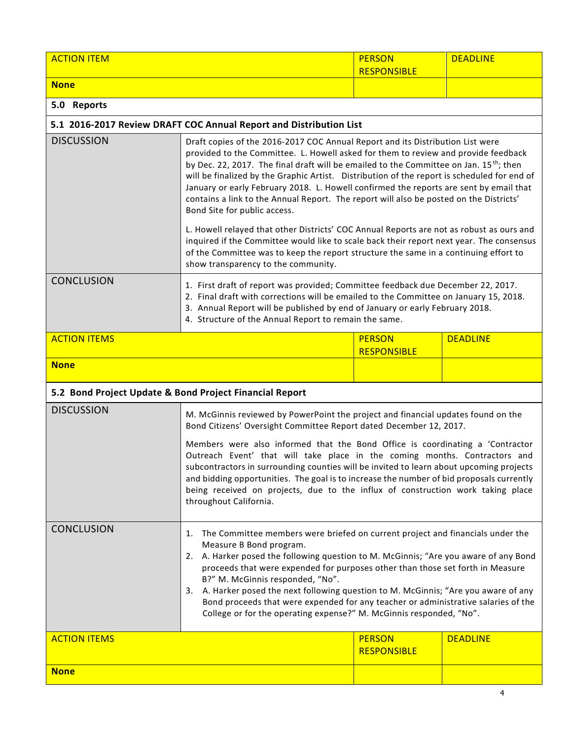| ACTION ITEM | PERSON RESPONSIBLE | DEADLINE |
|---|---|---|
| **None** | | |

## 5.0 Reports

### 5.1 2016-2017 Review DRAFT COC Annual Report and Distribution List

| | |
|---|---|
| DISCUSSION | Draft copies of the 2016-2017 COC Annual Report and its Distribution List were provided to the Committee. L. Howell asked for them to review and provide feedback by Dec. 22, 2017. The final draft will be emailed to the Committee on Jan. 15th; then will be finalized by the Graphic Artist. Distribution of the report is scheduled for end of January or early February 2018. L. Howell confirmed the reports are sent by email that contains a link to the Annual Report. The report will also be posted on the Districts' Bond Site for public access.<br><br>L. Howell relayed that other Districts' COC Annual Reports are not as robust as ours and inquired if the Committee would like to scale back their report next year. The consensus of the Committee was to keep the report structure the same in a continuing effort to show transparency to the community. |
| CONCLUSION | 1. First draft of report was provided; Committee feedback due December 22, 2017.<br>2. Final draft with corrections will be emailed to the Committee on January 15, 2018.<br>3. Annual Report will be published by end of January or early February 2018.<br>4. Structure of the Annual Report to remain the same. |

| ACTION ITEMS | PERSON RESPONSIBLE | DEADLINE |
|---|---|---|
| **None** | | |

### 5.2 Bond Project Update & Bond Project Financial Report

| | |
|---|---|
| DISCUSSION | M. McGinnis reviewed by PowerPoint the project and financial updates found on the Bond Citizens' Oversight Committee Report dated December 12, 2017.<br><br>Members were also informed that the Bond Office is coordinating a 'Contractor Outreach Event' that will take place in the coming months. Contractors and subcontractors in surrounding counties will be invited to learn about upcoming projects and bidding opportunities. The goal is to increase the number of bid proposals currently being received on projects, due to the influx of construction work taking place throughout California. |
| CONCLUSION | 1. The Committee members were briefed on current project and financials under the Measure B Bond program.<br>2. A. Harker posed the following question to M. McGinnis; "Are you aware of any Bond proceeds that were expended for purposes other than those set forth in Measure B?" M. McGinnis responded, "No".<br>3. A. Harker posed the next following question to M. McGinnis; "Are you aware of any Bond proceeds that were expended for any teacher or administrative salaries of the College or for the operating expense?" M. McGinnis responded, "No". |

| ACTION ITEMS | PERSON RESPONSIBLE | DEADLINE |
|---|---|---|
| **None** | | |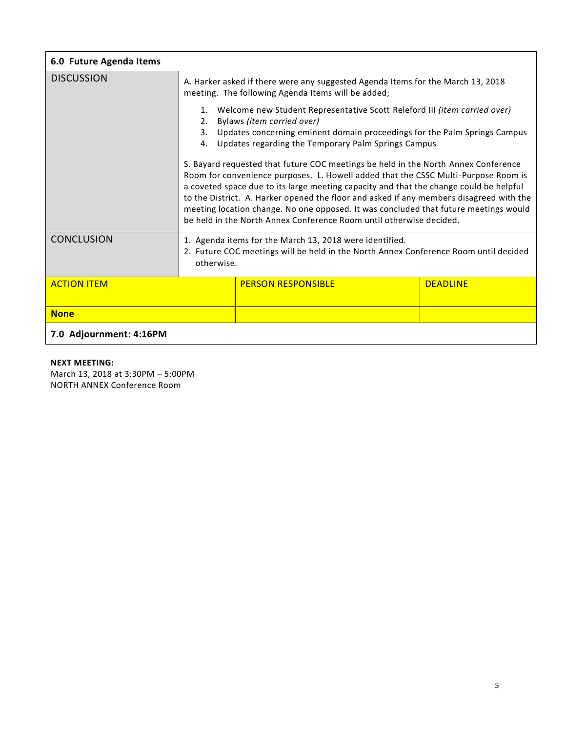| 6.0 Future Agenda Items | | | |
|---|---|---|---|
| DISCUSSION | A. Harker asked if there were any suggested Agenda Items for the March 13, 2018 meeting. The following Agenda Items will be added;<br><br>1. Welcome new Student Representative Scott Releford III *(item carried over)*<br>2. Bylaws *(item carried over)*<br>3. Updates concerning eminent domain proceedings for the Palm Springs Campus<br>4. Updates regarding the Temporary Palm Springs Campus<br><br>S. Bayard requested that future COC meetings be held in the North Annex Conference Room for convenience purposes. L. Howell added that the CSSC Multi-Purpose Room is a coveted space due to its large meeting capacity and that the change could be helpful to the District. A. Harker opened the floor and asked if any members disagreed with the meeting location change. No one opposed. It was concluded that future meetings would be held in the North Annex Conference Room until otherwise decided. | | |
| CONCLUSION | 1. Agenda items for the March 13, 2018 were identified.<br>2. Future COC meetings will be held in the North Annex Conference Room until decided otherwise. | | |
| ACTION ITEM | | PERSON RESPONSIBLE | DEADLINE |
| **None** | | | |
| **7.0 Adjournment: 4:16PM** | | | |

**NEXT MEETING:**
March 13, 2018 at 3:30PM – 5:00PM
NORTH ANNEX Conference Room